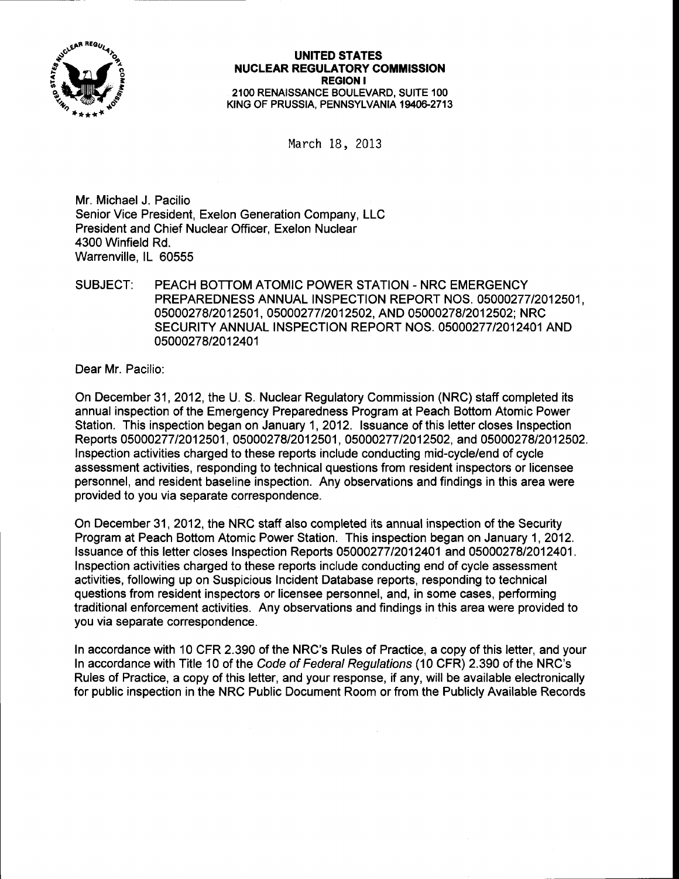**UNITED STATES**
**NUCLEAR REGULATORY COMMISSION**
**REGION I**
2100 RENAISSANCE BOULEVARD, SUITE 100
KING OF PRUSSIA, PENNSYLVANIA 19406-2713

March 18, 2013

Mr. Michael J. Pacilio
Senior Vice President, Exelon Generation Company, LLC
President and Chief Nuclear Officer, Exelon Nuclear
4300 Winfield Rd.
Warrenville, IL 60555

SUBJECT: PEACH BOTTOM ATOMIC POWER STATION - NRC EMERGENCY PREPAREDNESS ANNUAL INSPECTION REPORT NOS. 05000277/2012501, 05000278/2012501, 05000277/2012502, AND 05000278/2012502; NRC SECURITY ANNUAL INSPECTION REPORT NOS. 05000277/2012401 AND 05000278/2012401

Dear Mr. Pacilio:

On December 31, 2012, the U. S. Nuclear Regulatory Commission (NRC) staff completed its annual inspection of the Emergency Preparedness Program at Peach Bottom Atomic Power Station. This inspection began on January 1, 2012. Issuance of this letter closes Inspection Reports 05000277/2012501, 05000278/2012501, 05000277/2012502, and 05000278/2012502. Inspection activities charged to these reports include conducting mid-cycle/end of cycle assessment activities, responding to technical questions from resident inspectors or licensee personnel, and resident baseline inspection. Any observations and findings in this area were provided to you via separate correspondence.

On December 31, 2012, the NRC staff also completed its annual inspection of the Security Program at Peach Bottom Atomic Power Station. This inspection began on January 1, 2012. Issuance of this letter closes Inspection Reports 05000277/2012401 and 05000278/2012401. Inspection activities charged to these reports include conducting end of cycle assessment activities, following up on Suspicious Incident Database reports, responding to technical questions from resident inspectors or licensee personnel, and, in some cases, performing traditional enforcement activities. Any observations and findings in this area were provided to you via separate correspondence.

In accordance with 10 CFR 2.390 of the NRC's Rules of Practice, a copy of this letter, and your In accordance with Title 10 of the *Code of Federal Regulations* (10 CFR) 2.390 of the NRC's Rules of Practice, a copy of this letter, and your response, if any, will be available electronically for public inspection in the NRC Public Document Room or from the Publicly Available Records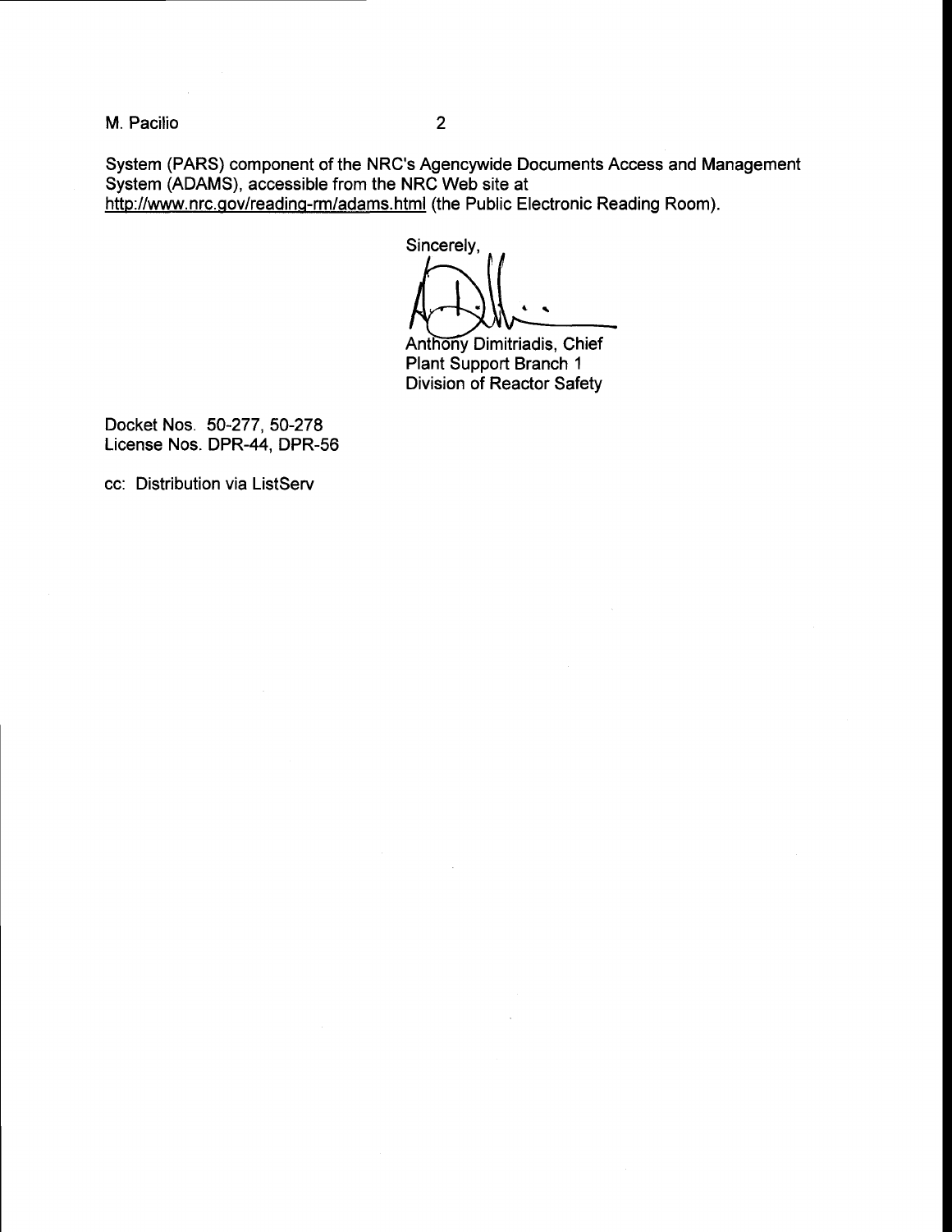System (PARS) component of the NRC's Agencywide Documents Access and Management System (ADAMS), accessible from the NRC Web site at http://www.nrc.gov/reading-rm/adams.html (the Public Electronic Reading Room).

Sincerely,

Anthony Dimitriadis, Chief
Plant Support Branch 1
Division of Reactor Safety

Docket Nos. 50-277, 50-278
License Nos. DPR-44, DPR-56

cc: Distribution via ListServ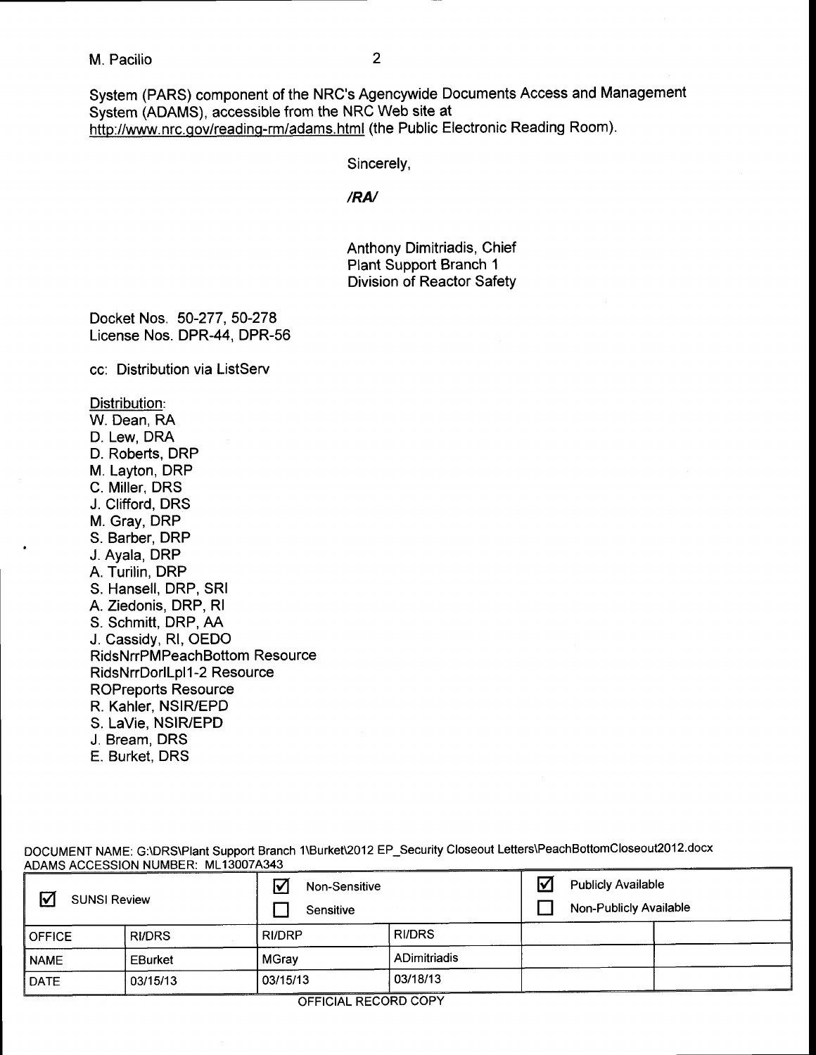System (PARS) component of the NRC's Agencywide Documents Access and Management System (ADAMS), accessible from the NRC Web site at http://www.nrc.gov/reading-rm/adams.html (the Public Electronic Reading Room).

Sincerely,

***/RA/***

Anthony Dimitriadis, Chief
Plant Support Branch 1
Division of Reactor Safety

Docket Nos. 50-277, 50-278
License Nos. DPR-44, DPR-56

cc: Distribution via ListServ

Distribution:
W. Dean, RA
D. Lew, DRA
D. Roberts, DRP
M. Layton, DRP
C. Miller, DRS
J. Clifford, DRS
M. Gray, DRP
S. Barber, DRP
J. Ayala, DRP
A. Turilin, DRP
S. Hansell, DRP, SRI
A. Ziedonis, DRP, RI
S. Schmitt, DRP, AA
J. Cassidy, RI, OEDO
RidsNrrPMPeachBottom Resource
RidsNrrDorlLpl1-2 Resource
ROPreports Resource
R. Kahler, NSIR/EPD
S. LaVie, NSIR/EPD
J. Bream, DRS
E. Burket, DRS

DOCUMENT NAME: G:\DRS\Plant Support Branch 1\Burket\2012 EP_Security Closeout Letters\PeachBottomCloseout2012.docx
ADAMS ACCESSION NUMBER: ML13007A343

| ☑ SUNSI Review | | ☑ Non-Sensitive ☐ Sensitive | | ☑ Publicly Available ☐ Non-Publicly Available | |
|---|---|---|---|---|---|
| OFFICE | RI/DRS | RI/DRP | RI/DRS | | |
| NAME | EBurket | MGray | ADimitriadis | | |
| DATE | 03/15/13 | 03/15/13 | 03/18/13 | | |

OFFICIAL RECORD COPY